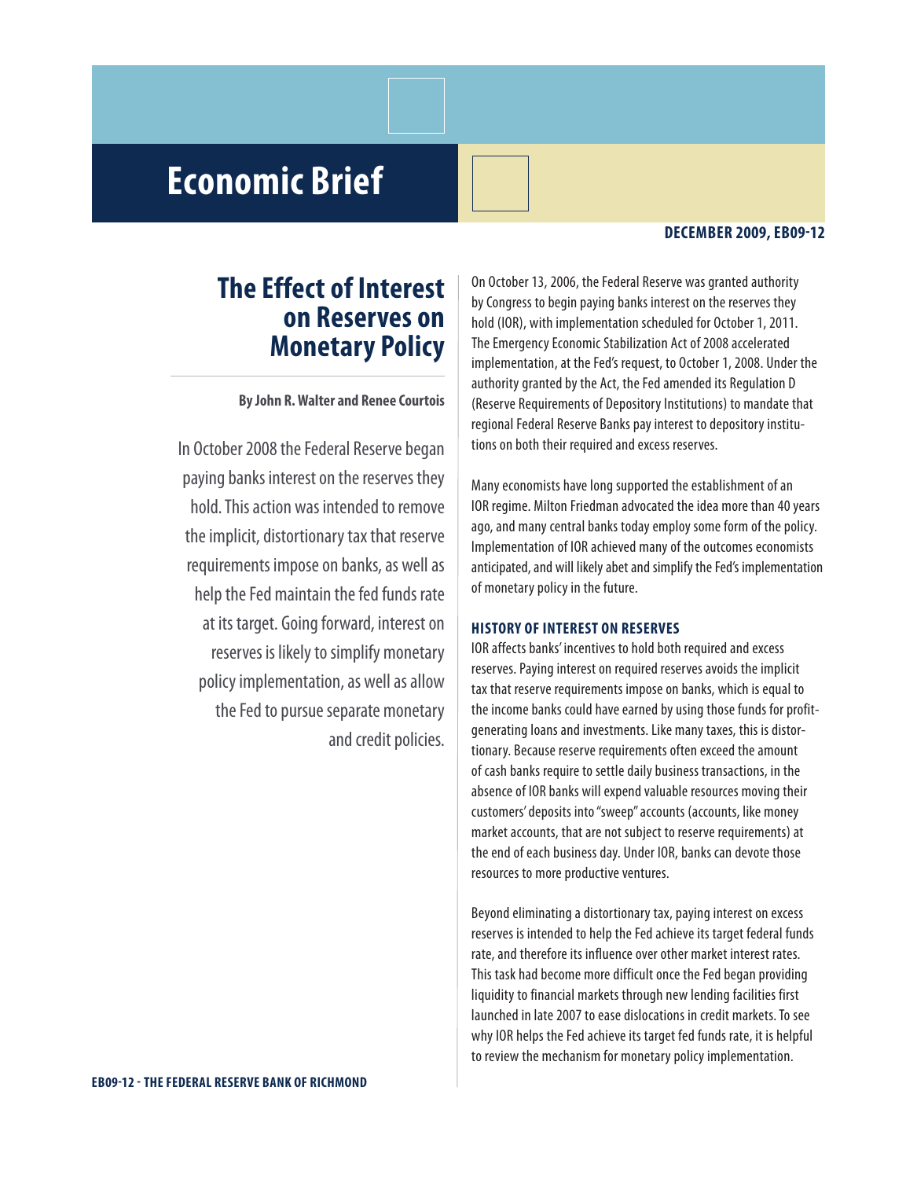# Economic Brief

**DECEMBER 2009, EB09-12**

## The Effect of Interest on Reserves on Monetary Policy

**By John R. Walter and Renee Courtois**

In October 2008 the Federal Reserve began paying banks interest on the reserves they hold. This action was intended to remove the implicit, distortionary tax that reserve requirements impose on banks, as well as help the Fed maintain the fed funds rate at its target. Going forward, interest on reserves is likely to simplify monetary policy implementation, as well as allow the Fed to pursue separate monetary and credit policies.

On October 13, 2006, the Federal Reserve was granted authority by Congress to begin paying banks interest on the reserves they hold (IOR), with implementation scheduled for October 1, 2011. The Emergency Economic Stabilization Act of 2008 accelerated implementation, at the Fed's request, to October 1, 2008. Under the authority granted by the Act, the Fed amended its Regulation D (Reserve Requirements of Depository Institutions) to mandate that regional Federal Reserve Banks pay interest to depository institutions on both their required and excess reserves.

Many economists have long supported the establishment of an IOR regime. Milton Friedman advocated the idea more than 40 years ago, and many central banks today employ some form of the policy. Implementation of IOR achieved many of the outcomes economists anticipated, and will likely abet and simplify the Fed's implementation of monetary policy in the future.

### HISTORY OF INTEREST ON RESERVES

IOR affects banks' incentives to hold both required and excess reserves. Paying interest on required reserves avoids the implicit tax that reserve requirements impose on banks, which is equal to the income banks could have earned by using those funds for profit-generating loans and investments. Like many taxes, this is distortionary. Because reserve requirements often exceed the amount of cash banks require to settle daily business transactions, in the absence of IOR banks will expend valuable resources moving their customers' deposits into "sweep" accounts (accounts, like money market accounts, that are not subject to reserve requirements) at the end of each business day. Under IOR, banks can devote those resources to more productive ventures.

Beyond eliminating a distortionary tax, paying interest on excess reserves is intended to help the Fed achieve its target federal funds rate, and therefore its influence over other market interest rates. This task had become more difficult once the Fed began providing liquidity to financial markets through new lending facilities first launched in late 2007 to ease dislocations in credit markets. To see why IOR helps the Fed achieve its target fed funds rate, it is helpful to review the mechanism for monetary policy implementation.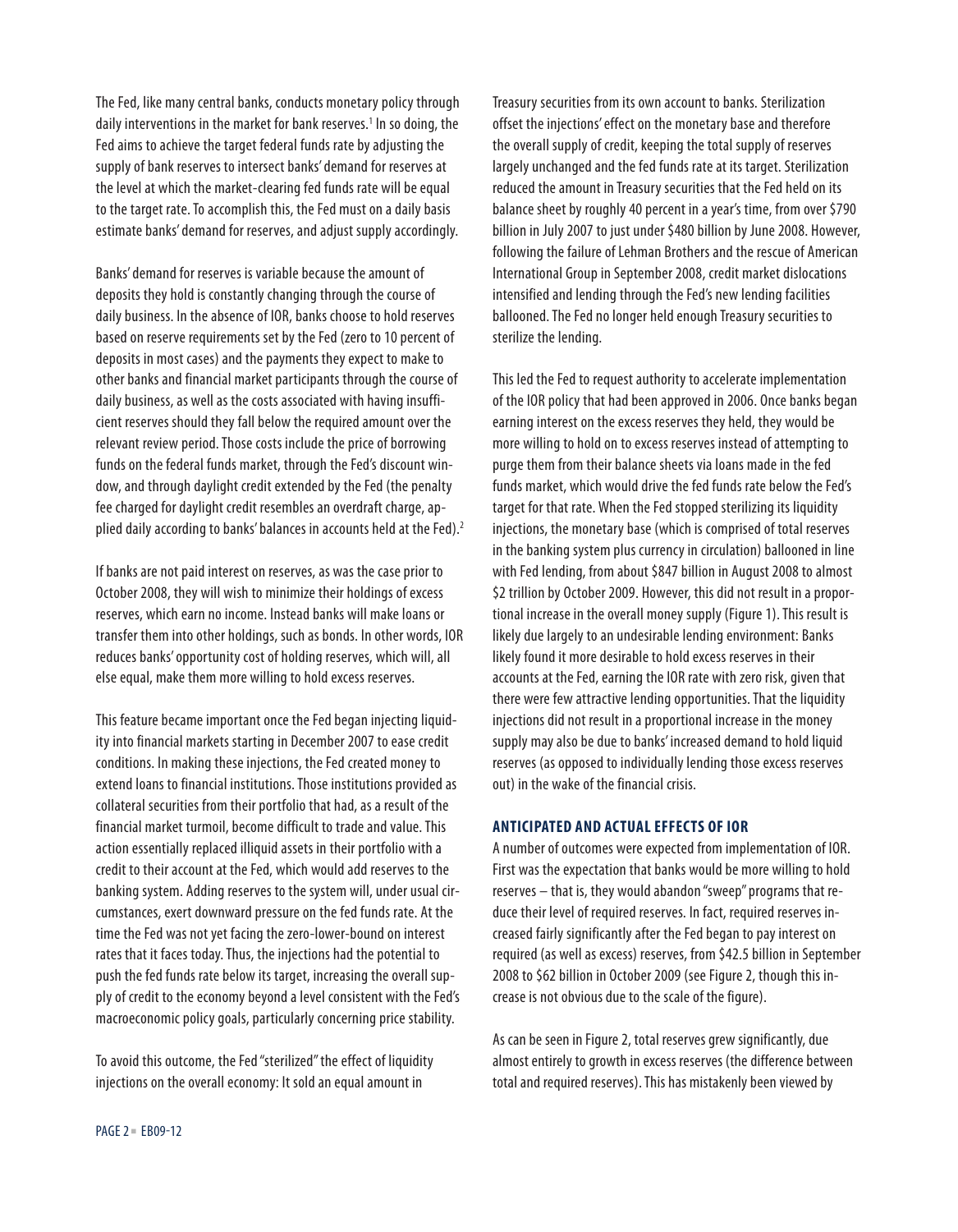The Fed, like many central banks, conducts monetary policy through daily interventions in the market for bank reserves.[1] In so doing, the Fed aims to achieve the target federal funds rate by adjusting the supply of bank reserves to intersect banks' demand for reserves at the level at which the market-clearing fed funds rate will be equal to the target rate. To accomplish this, the Fed must on a daily basis estimate banks' demand for reserves, and adjust supply accordingly.

Banks' demand for reserves is variable because the amount of deposits they hold is constantly changing through the course of daily business. In the absence of IOR, banks choose to hold reserves based on reserve requirements set by the Fed (zero to 10 percent of deposits in most cases) and the payments they expect to make to other banks and financial market participants through the course of daily business, as well as the costs associated with having insufficient reserves should they fall below the required amount over the relevant review period. Those costs include the price of borrowing funds on the federal funds market, through the Fed's discount window, and through daylight credit extended by the Fed (the penalty fee charged for daylight credit resembles an overdraft charge, applied daily according to banks' balances in accounts held at the Fed).[2]

If banks are not paid interest on reserves, as was the case prior to October 2008, they will wish to minimize their holdings of excess reserves, which earn no income. Instead banks will make loans or transfer them into other holdings, such as bonds. In other words, IOR reduces banks' opportunity cost of holding reserves, which will, all else equal, make them more willing to hold excess reserves.

This feature became important once the Fed began injecting liquidity into financial markets starting in December 2007 to ease credit conditions. In making these injections, the Fed created money to extend loans to financial institutions. Those institutions provided as collateral securities from their portfolio that had, as a result of the financial market turmoil, become difficult to trade and value. This action essentially replaced illiquid assets in their portfolio with a credit to their account at the Fed, which would add reserves to the banking system. Adding reserves to the system will, under usual circumstances, exert downward pressure on the fed funds rate. At the time the Fed was not yet facing the zero-lower-bound on interest rates that it faces today. Thus, the injections had the potential to push the fed funds rate below its target, increasing the overall supply of credit to the economy beyond a level consistent with the Fed's macroeconomic policy goals, particularly concerning price stability.

To avoid this outcome, the Fed "sterilized" the effect of liquidity injections on the overall economy: It sold an equal amount in Treasury securities from its own account to banks. Sterilization offset the injections' effect on the monetary base and therefore the overall supply of credit, keeping the total supply of reserves largely unchanged and the fed funds rate at its target. Sterilization reduced the amount in Treasury securities that the Fed held on its balance sheet by roughly 40 percent in a year's time, from over $790 billion in July 2007 to just under $480 billion by June 2008. However, following the failure of Lehman Brothers and the rescue of American International Group in September 2008, credit market dislocations intensified and lending through the Fed's new lending facilities ballooned. The Fed no longer held enough Treasury securities to sterilize the lending.

This led the Fed to request authority to accelerate implementation of the IOR policy that had been approved in 2006. Once banks began earning interest on the excess reserves they held, they would be more willing to hold on to excess reserves instead of attempting to purge them from their balance sheets via loans made in the fed funds market, which would drive the fed funds rate below the Fed's target for that rate. When the Fed stopped sterilizing its liquidity injections, the monetary base (which is comprised of total reserves in the banking system plus currency in circulation) ballooned in line with Fed lending, from about $847 billion in August 2008 to almost $2 trillion by October 2009. However, this did not result in a proportional increase in the overall money supply (Figure 1). This result is likely due largely to an undesirable lending environment: Banks likely found it more desirable to hold excess reserves in their accounts at the Fed, earning the IOR rate with zero risk, given that there were few attractive lending opportunities. That the liquidity injections did not result in a proportional increase in the money supply may also be due to banks' increased demand to hold liquid reserves (as opposed to individually lending those excess reserves out) in the wake of the financial crisis.

## ANTICIPATED AND ACTUAL EFFECTS OF IOR

A number of outcomes were expected from implementation of IOR. First was the expectation that banks would be more willing to hold reserves – that is, they would abandon "sweep" programs that reduce their level of required reserves. In fact, required reserves increased fairly significantly after the Fed began to pay interest on required (as well as excess) reserves, from $42.5 billion in September 2008 to $62 billion in October 2009 (see Figure 2, though this increase is not obvious due to the scale of the figure).

As can be seen in Figure 2, total reserves grew significantly, due almost entirely to growth in excess reserves (the difference between total and required reserves). This has mistakenly been viewed by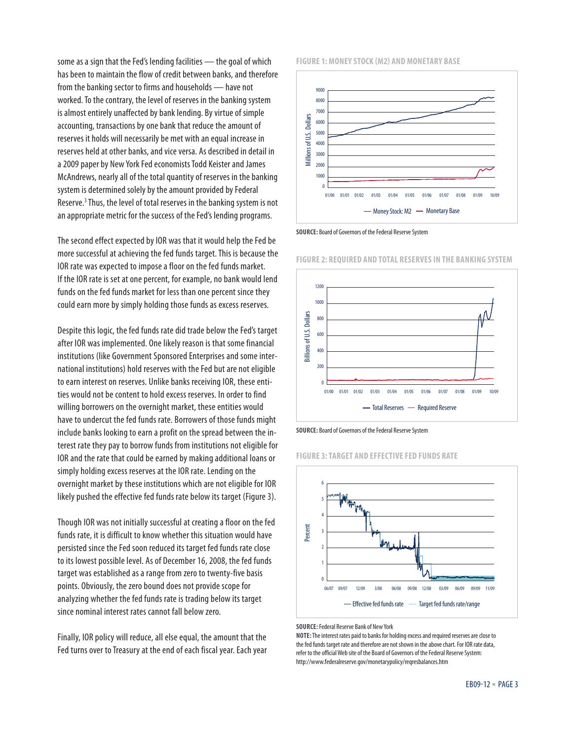some as a sign that the Fed's lending facilities — the goal of which has been to maintain the flow of credit between banks, and therefore from the banking sector to firms and households — have not worked. To the contrary, the level of reserves in the banking system is almost entirely unaffected by bank lending. By virtue of simple accounting, transactions by one bank that reduce the amount of reserves it holds will necessarily be met with an equal increase in reserves held at other banks, and vice versa. As described in detail in a 2009 paper by New York Fed economists Todd Keister and James McAndrews, nearly all of the total quantity of reserves in the banking system is determined solely by the amount provided by Federal Reserve.[3] Thus, the level of total reserves in the banking system is not an appropriate metric for the success of the Fed's lending programs.

The second effect expected by IOR was that it would help the Fed be more successful at achieving the fed funds target. This is because the IOR rate was expected to impose a floor on the fed funds market. If the IOR rate is set at one percent, for example, no bank would lend funds on the fed funds market for less than one percent since they could earn more by simply holding those funds as excess reserves.

Despite this logic, the fed funds rate did trade below the Fed's target after IOR was implemented. One likely reason is that some financial institutions (like Government Sponsored Enterprises and some international institutions) hold reserves with the Fed but are not eligible to earn interest on reserves. Unlike banks receiving IOR, these entities would not be content to hold excess reserves. In order to find willing borrowers on the overnight market, these entities would have to undercut the fed funds rate. Borrowers of those funds might include banks looking to earn a profit on the spread between the interest rate they pay to borrow funds from institutions not eligible for IOR and the rate that could be earned by making additional loans or simply holding excess reserves at the IOR rate. Lending on the overnight market by these institutions which are not eligible for IOR likely pushed the effective fed funds rate below its target (Figure 3).

Though IOR was not initially successful at creating a floor on the fed funds rate, it is difficult to know whether this situation would have persisted since the Fed soon reduced its target fed funds rate close to its lowest possible level. As of December 16, 2008, the fed funds target was established as a range from zero to twenty-five basis points. Obviously, the zero bound does not provide scope for analyzing whether the fed funds rate is trading below its target since nominal interest rates cannot fall below zero.

Finally, IOR policy will reduce, all else equal, the amount that the Fed turns over to Treasury at the end of each fiscal year. Each year

**FIGURE 1: MONEY STOCK (M2) AND MONETARY BASE**

**SOURCE:** Board of Governors of the Federal Reserve System

**FIGURE 2: REQUIRED AND TOTAL RESERVES IN THE BANKING SYSTEM**

**SOURCE:** Board of Governors of the Federal Reserve System

**FIGURE 3: TARGET AND EFFECTIVE FED FUNDS RATE**

**SOURCE:** Federal Reserve Bank of New York

**NOTE:** The interest rates paid to banks for holding excess and required reserves are close to the fed funds target rate and therefore are not shown in the above chart. For IOR rate data, refer to the official Web site of the Board of Governors of the Federal Reserve System: http://www.federalreserve.gov/monetarypolicy/reqresbalances.htm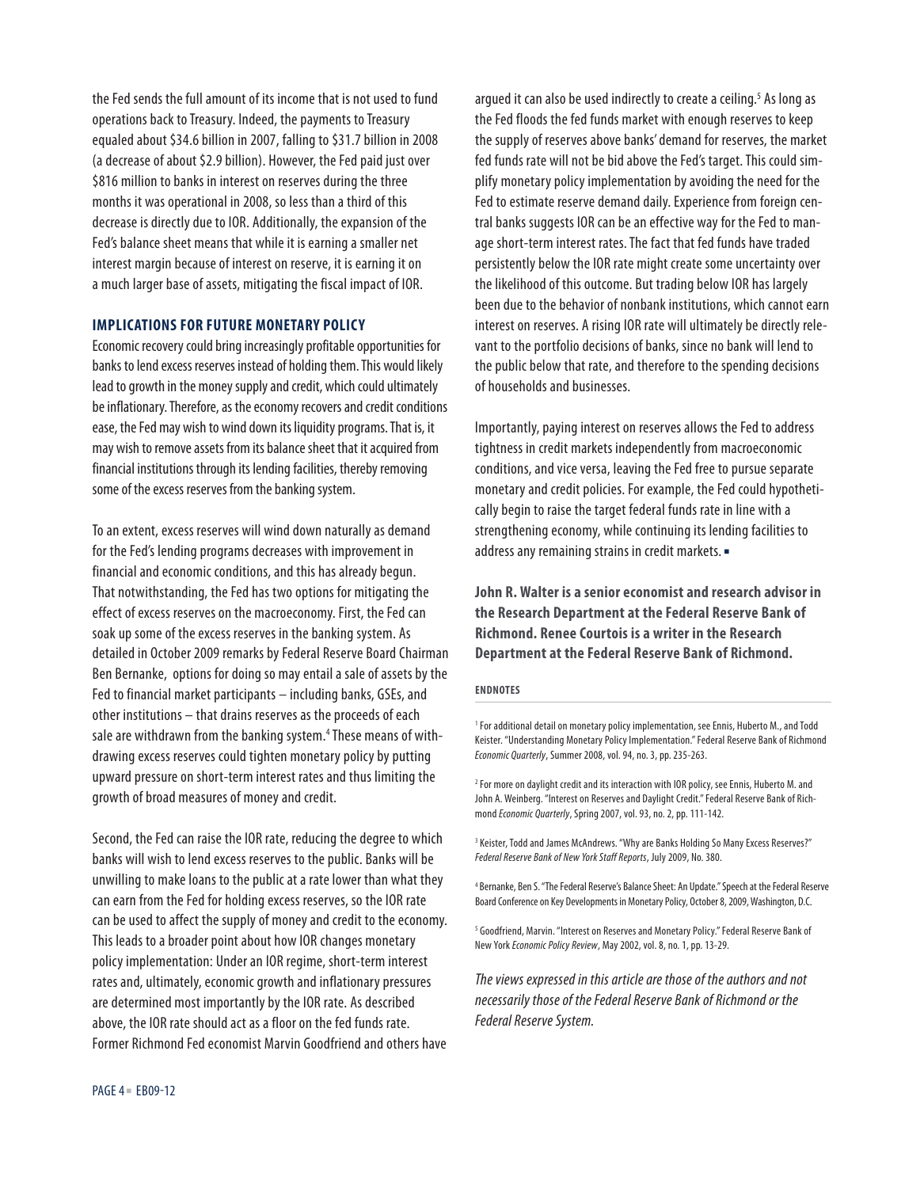the Fed sends the full amount of its income that is not used to fund operations back to Treasury. Indeed, the payments to Treasury equaled about $34.6 billion in 2007, falling to $31.7 billion in 2008 (a decrease of about $2.9 billion). However, the Fed paid just over $816 million to banks in interest on reserves during the three months it was operational in 2008, so less than a third of this decrease is directly due to IOR. Additionally, the expansion of the Fed's balance sheet means that while it is earning a smaller net interest margin because of interest on reserve, it is earning it on a much larger base of assets, mitigating the fiscal impact of IOR.

## IMPLICATIONS FOR FUTURE MONETARY POLICY

Economic recovery could bring increasingly profitable opportunities for banks to lend excess reserves instead of holding them. This would likely lead to growth in the money supply and credit, which could ultimately be inflationary. Therefore, as the economy recovers and credit conditions ease, the Fed may wish to wind down its liquidity programs. That is, it may wish to remove assets from its balance sheet that it acquired from financial institutions through its lending facilities, thereby removing some of the excess reserves from the banking system.

To an extent, excess reserves will wind down naturally as demand for the Fed's lending programs decreases with improvement in financial and economic conditions, and this has already begun. That notwithstanding, the Fed has two options for mitigating the effect of excess reserves on the macroeconomy. First, the Fed can soak up some of the excess reserves in the banking system. As detailed in October 2009 remarks by Federal Reserve Board Chairman Ben Bernanke, options for doing so may entail a sale of assets by the Fed to financial market participants – including banks, GSEs, and other institutions – that drains reserves as the proceeds of each sale are withdrawn from the banking system.[4] These means of withdrawing excess reserves could tighten monetary policy by putting upward pressure on short-term interest rates and thus limiting the growth of broad measures of money and credit.

Second, the Fed can raise the IOR rate, reducing the degree to which banks will wish to lend excess reserves to the public. Banks will be unwilling to make loans to the public at a rate lower than what they can earn from the Fed for holding excess reserves, so the IOR rate can be used to affect the supply of money and credit to the economy. This leads to a broader point about how IOR changes monetary policy implementation: Under an IOR regime, short-term interest rates and, ultimately, economic growth and inflationary pressures are determined most importantly by the IOR rate. As described above, the IOR rate should act as a floor on the fed funds rate. Former Richmond Fed economist Marvin Goodfriend and others have argued it can also be used indirectly to create a ceiling.[5] As long as the Fed floods the fed funds market with enough reserves to keep the supply of reserves above banks' demand for reserves, the market fed funds rate will not be bid above the Fed's target. This could simplify monetary policy implementation by avoiding the need for the Fed to estimate reserve demand daily. Experience from foreign central banks suggests IOR can be an effective way for the Fed to manage short-term interest rates. The fact that fed funds have traded persistently below the IOR rate might create some uncertainty over the likelihood of this outcome. But trading below IOR has largely been due to the behavior of nonbank institutions, which cannot earn interest on reserves. A rising IOR rate will ultimately be directly relevant to the portfolio decisions of banks, since no bank will lend to the public below that rate, and therefore to the spending decisions of households and businesses.

Importantly, paying interest on reserves allows the Fed to address tightness in credit markets independently from macroeconomic conditions, and vice versa, leaving the Fed free to pursue separate monetary and credit policies. For example, the Fed could hypothetically begin to raise the target federal funds rate in line with a strengthening economy, while continuing its lending facilities to address any remaining strains in credit markets. ▪

**John R. Walter is a senior economist and research advisor in the Research Department at the Federal Reserve Bank of Richmond. Renee Courtois is a writer in the Research Department at the Federal Reserve Bank of Richmond.**

### ENDNOTES

[1] For additional detail on monetary policy implementation, see Ennis, Huberto M., and Todd Keister. "Understanding Monetary Policy Implementation." Federal Reserve Bank of Richmond *Economic Quarterly*, Summer 2008, vol. 94, no. 3, pp. 235-263.

[2] For more on daylight credit and its interaction with IOR policy, see Ennis, Huberto M. and John A. Weinberg. "Interest on Reserves and Daylight Credit." Federal Reserve Bank of Richmond *Economic Quarterly*, Spring 2007, vol. 93, no. 2, pp. 111-142.

[3] Keister, Todd and James McAndrews. "Why are Banks Holding So Many Excess Reserves?" *Federal Reserve Bank of New York Staff Reports*, July 2009, No. 380.

[4] Bernanke, Ben S. "The Federal Reserve's Balance Sheet: An Update." Speech at the Federal Reserve Board Conference on Key Developments in Monetary Policy, October 8, 2009, Washington, D.C.

[5] Goodfriend, Marvin. "Interest on Reserves and Monetary Policy." Federal Reserve Bank of New York *Economic Policy Review*, May 2002, vol. 8, no. 1, pp. 13-29.

*The views expressed in this article are those of the authors and not necessarily those of the Federal Reserve Bank of Richmond or the Federal Reserve System.*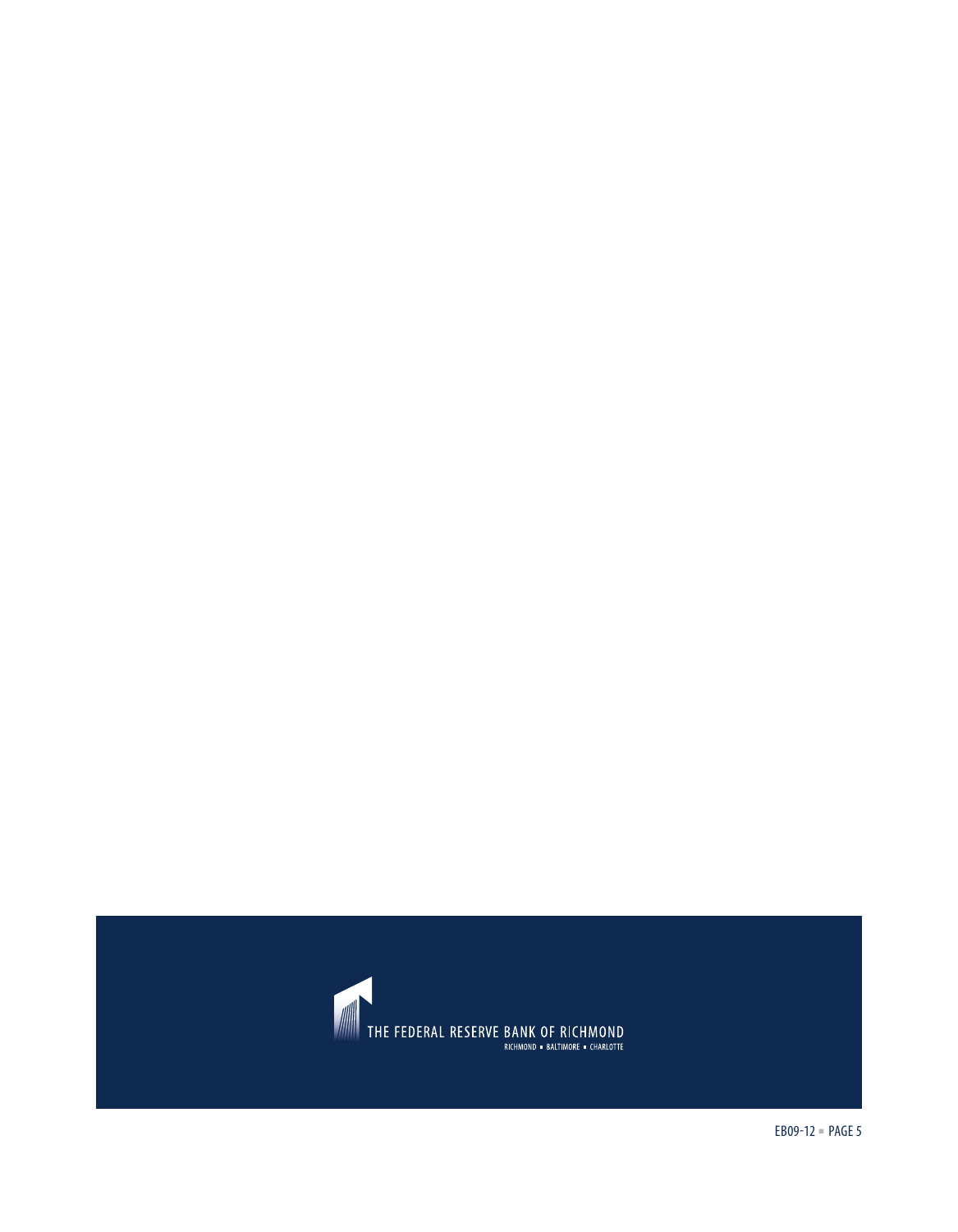THE FEDERAL RESERVE BANK OF RICHMOND

RICHMOND ▪ BALTIMORE ▪ CHARLOTTE